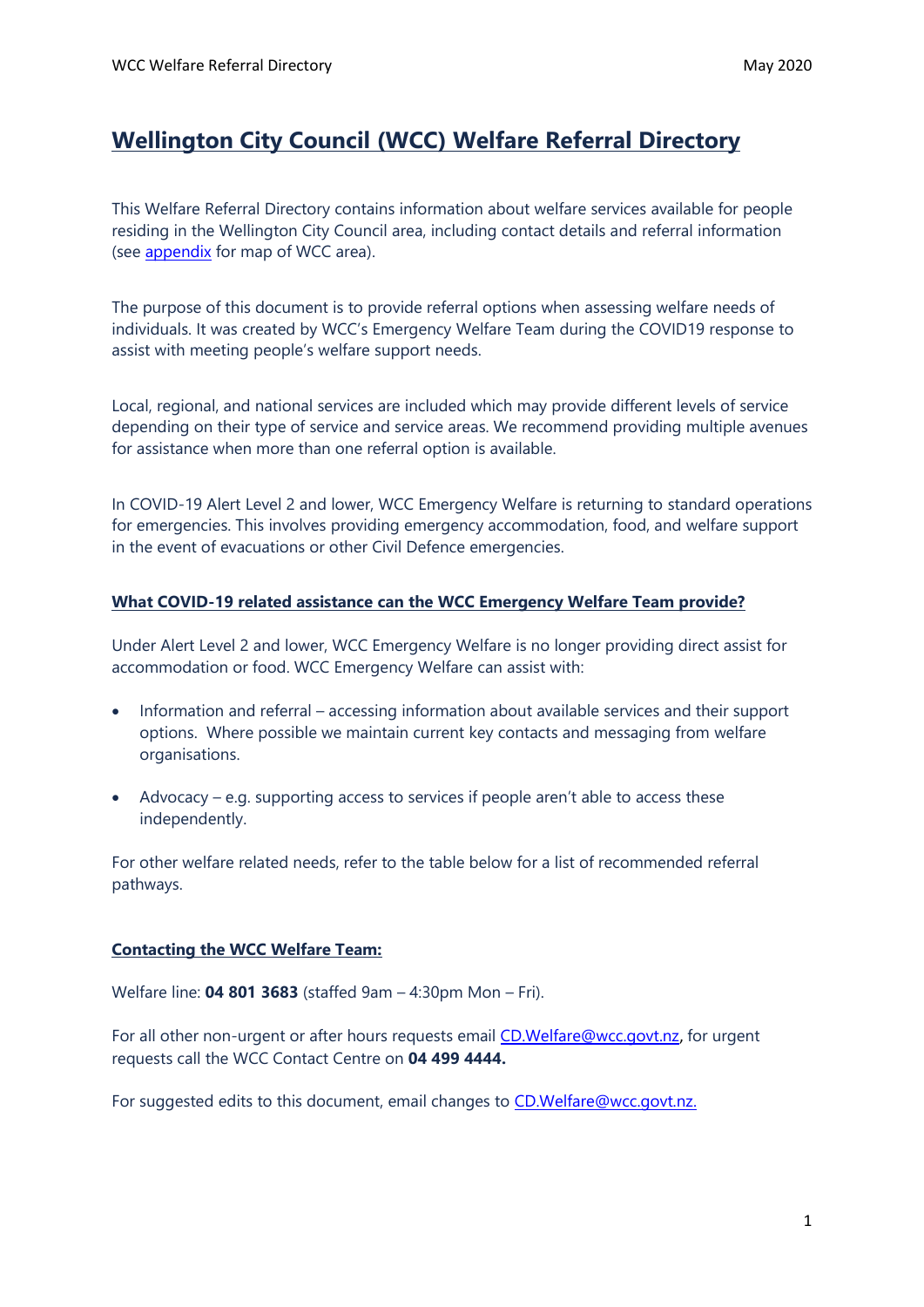# Wellington City Council (WCC) Welfare Referral Directory

This Welfare Referral Directory contains information about welfare services available for people residing in the Wellington City Council area, including contact details and referral information (see appendix for map of WCC area).

The purpose of this document is to provide referral options when assessing welfare needs of individuals. It was created by WCC's Emergency Welfare Team during the COVID19 response to assist with meeting people's welfare support needs.

Local, regional, and national services are included which may provide different levels of service depending on their type of service and service areas. We recommend providing multiple avenues for assistance when more than one referral option is available.

In COVID-19 Alert Level 2 and lower, WCC Emergency Welfare is returning to standard operations for emergencies. This involves providing emergency accommodation, food, and welfare support in the event of evacuations or other Civil Defence emergencies.

## What COVID-19 related assistance can the WCC Emergency Welfare Team provide?

Under Alert Level 2 and lower, WCC Emergency Welfare is no longer providing direct assist for accommodation or food. WCC Emergency Welfare can assist with:

- Information and referral – accessing information about available services and their support options. Where possible we maintain current key contacts and messaging from welfare organisations.
- Advocacy – e.g. supporting access to services if people aren't able to access these independently.

For other welfare related needs, refer to the table below for a list of recommended referral pathways.

## Contacting the WCC Welfare Team:

Welfare line: **04 801 3683** (staffed 9am – 4:30pm Mon – Fri).

For all other non-urgent or after hours requests email CD.Welfare@wcc.govt.nz, for urgent requests call the WCC Contact Centre on **04 499 4444.**

For suggested edits to this document, email changes to CD.Welfare@wcc.govt.nz.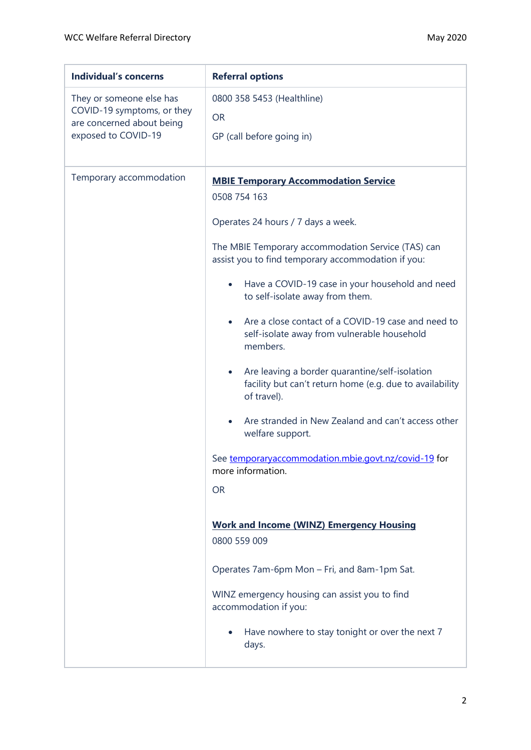| Individual's concerns | Referral options |
|---|---|
| They or someone else has COVID-19 symptoms, or they are concerned about being exposed to COVID-19 | 0800 358 5453 (Healthline)<br><br>OR<br><br>GP (call before going in) |
| Temporary accommodation | **MBIE Temporary Accommodation Service**<br><br>0508 754 163<br><br>Operates 24 hours / 7 days a week.<br><br>The MBIE Temporary accommodation Service (TAS) can assist you to find temporary accommodation if you:<br><br>• Have a COVID-19 case in your household and need to self-isolate away from them.<br><br>• Are a close contact of a COVID-19 case and need to self-isolate away from vulnerable household members.<br><br>• Are leaving a border quarantine/self-isolation facility but can't return home (e.g. due to availability of travel).<br><br>• Are stranded in New Zealand and can't access other welfare support.<br><br>See temporaryaccommodation.mbie.govt.nz/covid-19 for more information.<br><br>OR<br><br>**Work and Income (WINZ) Emergency Housing**<br><br>0800 559 009<br><br>Operates 7am-6pm Mon – Fri, and 8am-1pm Sat.<br><br>WINZ emergency housing can assist you to find accommodation if you:<br><br>• Have nowhere to stay tonight or over the next 7 days. |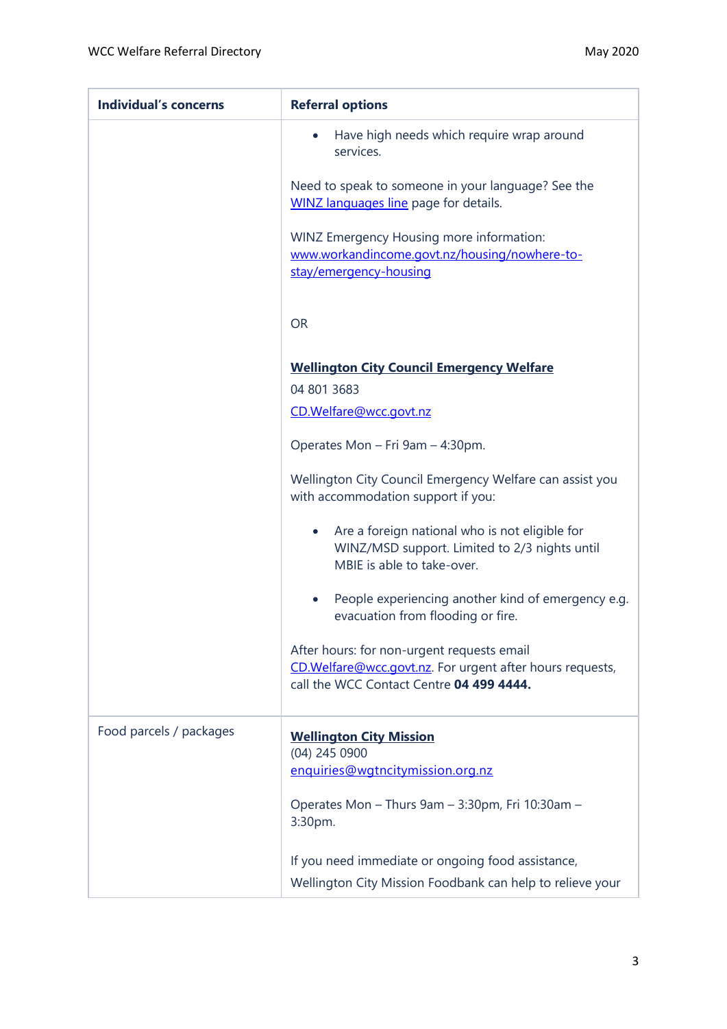| Individual's concerns | Referral options |
| --- | --- |
| | • Have high needs which require wrap around services.<br><br>Need to speak to someone in your language? See the WINZ languages line page for details.<br><br>WINZ Emergency Housing more information: www.workandincome.govt.nz/housing/nowhere-to-stay/emergency-housing<br><br>OR<br><br>**Wellington City Council Emergency Welfare**<br>04 801 3683<br>CD.Welfare@wcc.govt.nz<br><br>Operates Mon – Fri 9am – 4:30pm.<br><br>Wellington City Council Emergency Welfare can assist you with accommodation support if you:<br><br>• Are a foreign national who is not eligible for WINZ/MSD support. Limited to 2/3 nights until MBIE is able to take-over.<br><br>• People experiencing another kind of emergency e.g. evacuation from flooding or fire.<br><br>After hours: for non-urgent requests email CD.Welfare@wcc.govt.nz. For urgent after hours requests, call the WCC Contact Centre **04 499 4444.** |
| Food parcels / packages | **Wellington City Mission**<br>(04) 245 0900<br>enquiries@wgtncitymission.org.nz<br><br>Operates Mon – Thurs 9am – 3:30pm, Fri 10:30am – 3:30pm.<br><br>If you need immediate or ongoing food assistance, Wellington City Mission Foodbank can help to relieve your |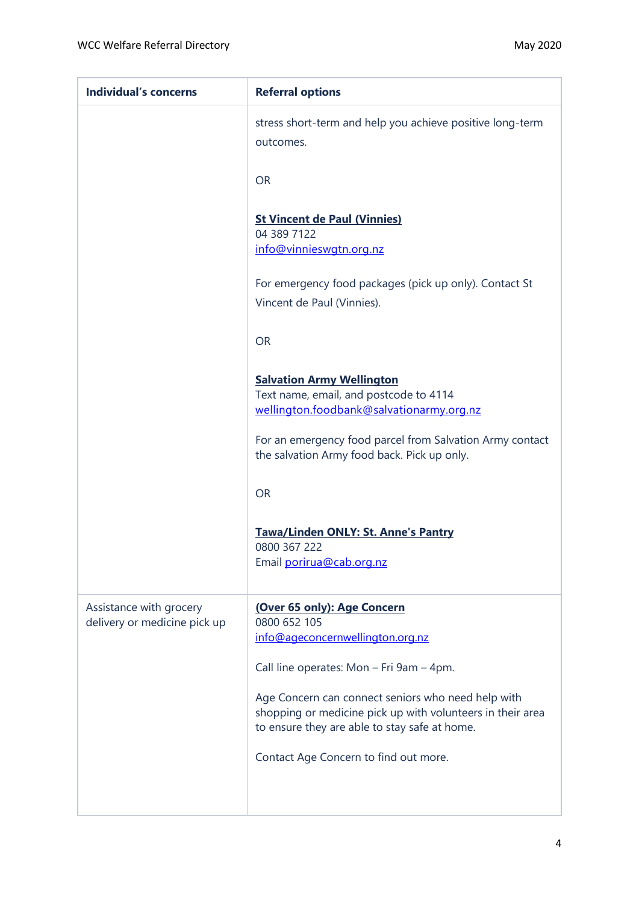| Individual's concerns | Referral options |
|---|---|
| | stress short-term and help you achieve positive long-term outcomes.<br><br>OR<br><br>**St Vincent de Paul (Vinnies)**<br>04 389 7122<br>info@vinnieswgtn.org.nz<br><br>For emergency food packages (pick up only). Contact St Vincent de Paul (Vinnies).<br><br>OR<br><br>**Salvation Army Wellington**<br>Text name, email, and postcode to 4114<br>wellington.foodbank@salvationarmy.org.nz<br><br>For an emergency food parcel from Salvation Army contact the salvation Army food back. Pick up only.<br><br>OR<br><br>**Tawa/Linden ONLY: St. Anne's Pantry**<br>0800 367 222<br>Email porirua@cab.org.nz |
| Assistance with grocery delivery or medicine pick up | **(Over 65 only): Age Concern**<br>0800 652 105<br>info@ageconcernwellington.org.nz<br><br>Call line operates: Mon – Fri 9am – 4pm.<br><br>Age Concern can connect seniors who need help with shopping or medicine pick up with volunteers in their area to ensure they are able to stay safe at home.<br><br>Contact Age Concern to find out more. |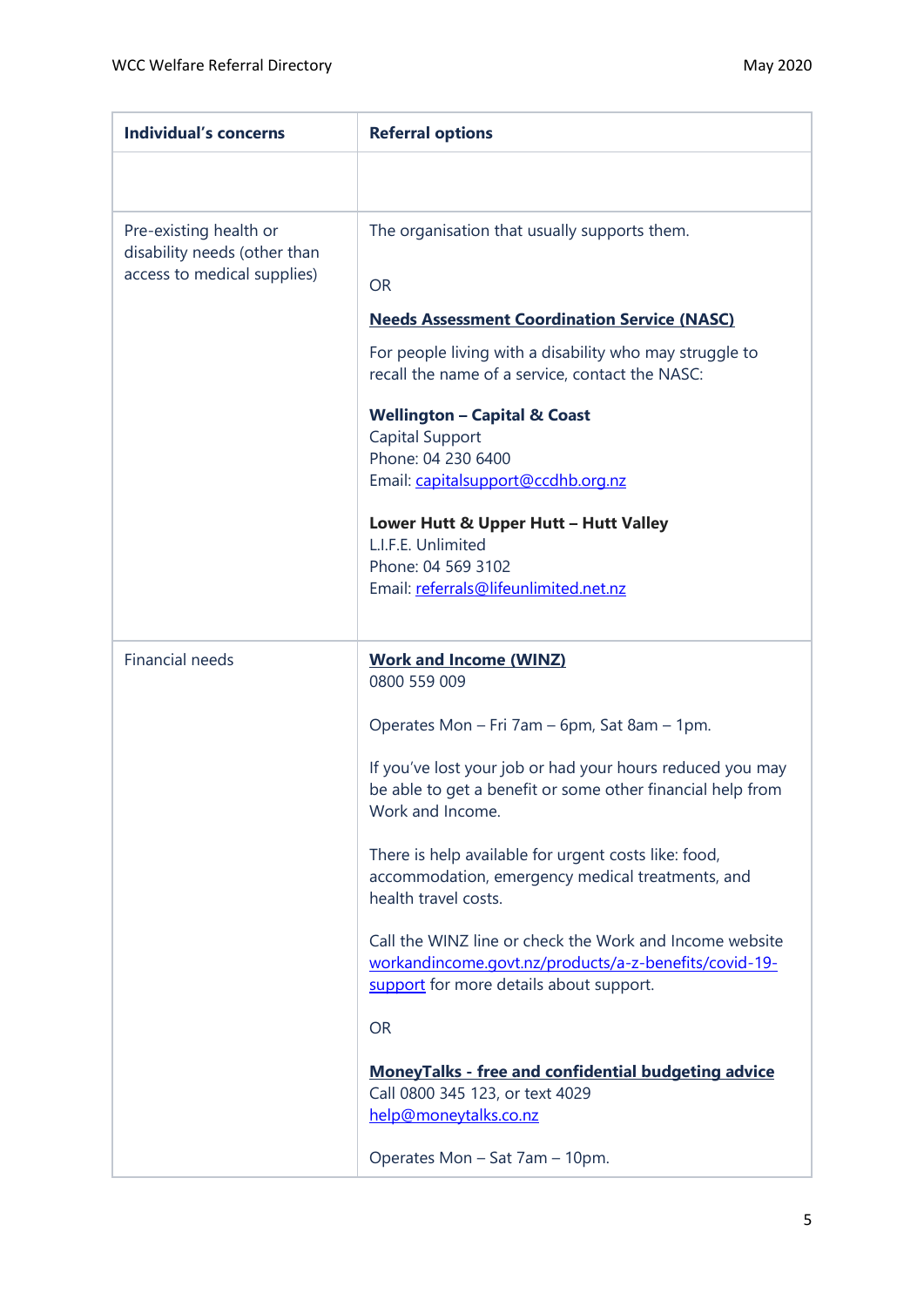| Individual's concerns | Referral options |
|---|---|
| | |
| Pre-existing health or disability needs (other than access to medical supplies) | The organisation that usually supports them.<br><br>OR<br><br>**Needs Assessment Coordination Service (NASC)**<br><br>For people living with a disability who may struggle to recall the name of a service, contact the NASC:<br><br>**Wellington – Capital & Coast**<br>Capital Support<br>Phone: 04 230 6400<br>Email: capitalsupport@ccdhb.org.nz<br><br>**Lower Hutt & Upper Hutt – Hutt Valley**<br>L.I.F.E. Unlimited<br>Phone: 04 569 3102<br>Email: referrals@lifeunlimited.net.nz |
| Financial needs | **Work and Income (WINZ)**<br>0800 559 009<br><br>Operates Mon – Fri 7am – 6pm, Sat 8am – 1pm.<br><br>If you've lost your job or had your hours reduced you may be able to get a benefit or some other financial help from Work and Income.<br><br>There is help available for urgent costs like: food, accommodation, emergency medical treatments, and health travel costs.<br><br>Call the WINZ line or check the Work and Income website workandincome.govt.nz/products/a-z-benefits/covid-19-support for more details about support.<br><br>OR<br><br>**MoneyTalks - free and confidential budgeting advice**<br>Call 0800 345 123, or text 4029<br>help@moneytalks.co.nz<br><br>Operates Mon – Sat 7am – 10pm. |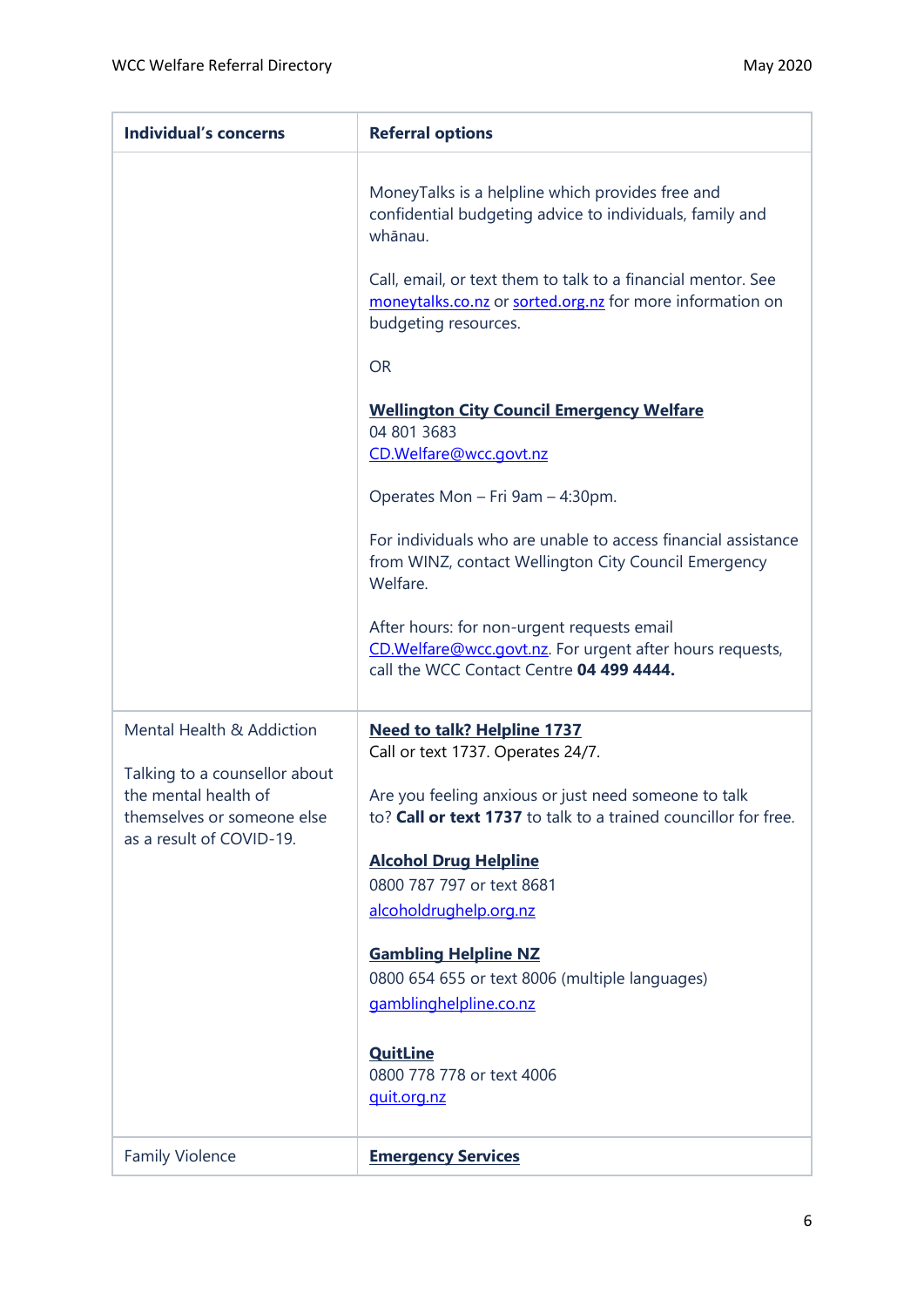| Individual's concerns | Referral options |
| --- | --- |
| | MoneyTalks is a helpline which provides free and confidential budgeting advice to individuals, family and whānau.<br><br>Call, email, or text them to talk to a financial mentor. See moneytalks.co.nz or sorted.org.nz for more information on budgeting resources.<br><br>OR<br><br>**Wellington City Council Emergency Welfare**<br>04 801 3683<br>CD.Welfare@wcc.govt.nz<br><br>Operates Mon – Fri 9am – 4:30pm.<br><br>For individuals who are unable to access financial assistance from WINZ, contact Wellington City Council Emergency Welfare.<br><br>After hours: for non-urgent requests email CD.Welfare@wcc.govt.nz. For urgent after hours requests, call the WCC Contact Centre **04 499 4444.** |
| Mental Health & Addiction<br><br>Talking to a counsellor about the mental health of themselves or someone else as a result of COVID-19. | **Need to talk? Helpline 1737**<br>Call or text 1737. Operates 24/7.<br><br>Are you feeling anxious or just need someone to talk to? **Call or text 1737** to talk to a trained councillor for free.<br><br>**Alcohol Drug Helpline**<br>0800 787 797 or text 8681<br>alcoholdrughelp.org.nz<br><br>**Gambling Helpline NZ**<br>0800 654 655 or text 8006 (multiple languages)<br>gamblinghelpline.co.nz<br><br>**QuitLine**<br>0800 778 778 or text 4006<br>quit.org.nz |
| Family Violence | **Emergency Services** |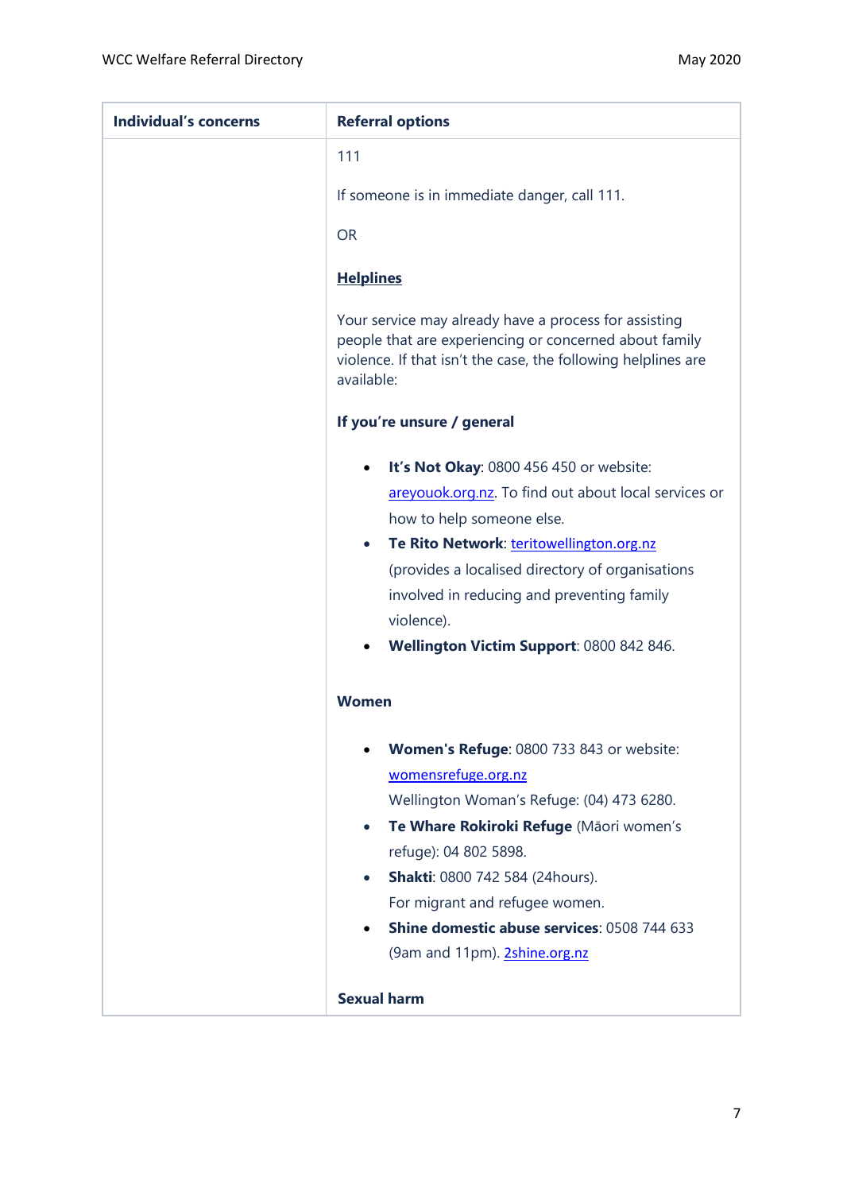| Individual's concerns | Referral options |
|---|---|
| | 111<br><br>If someone is in immediate danger, call 111.<br><br>OR<br><br>**Helplines**<br><br>Your service may already have a process for assisting people that are experiencing or concerned about family violence. If that isn't the case, the following helplines are available:<br><br>**If you're unsure / general**<br><br>• **It's Not Okay**: 0800 456 450 or website: areyouok.org.nz. To find out about local services or how to help someone else.<br>• **Te Rito Network**: teritowellington.org.nz (provides a localised directory of organisations involved in reducing and preventing family violence).<br>• **Wellington Victim Support**: 0800 842 846.<br><br>**Women**<br><br>• **Women's Refuge**: 0800 733 843 or website: womensrefuge.org.nz Wellington Woman's Refuge: (04) 473 6280.<br>• **Te Whare Rokiroki Refuge** (Māori women's refuge): 04 802 5898.<br>• **Shakti**: 0800 742 584 (24hours). For migrant and refugee women.<br>• **Shine domestic abuse services**: 0508 744 633 (9am and 11pm). 2shine.org.nz<br><br>**Sexual harm** |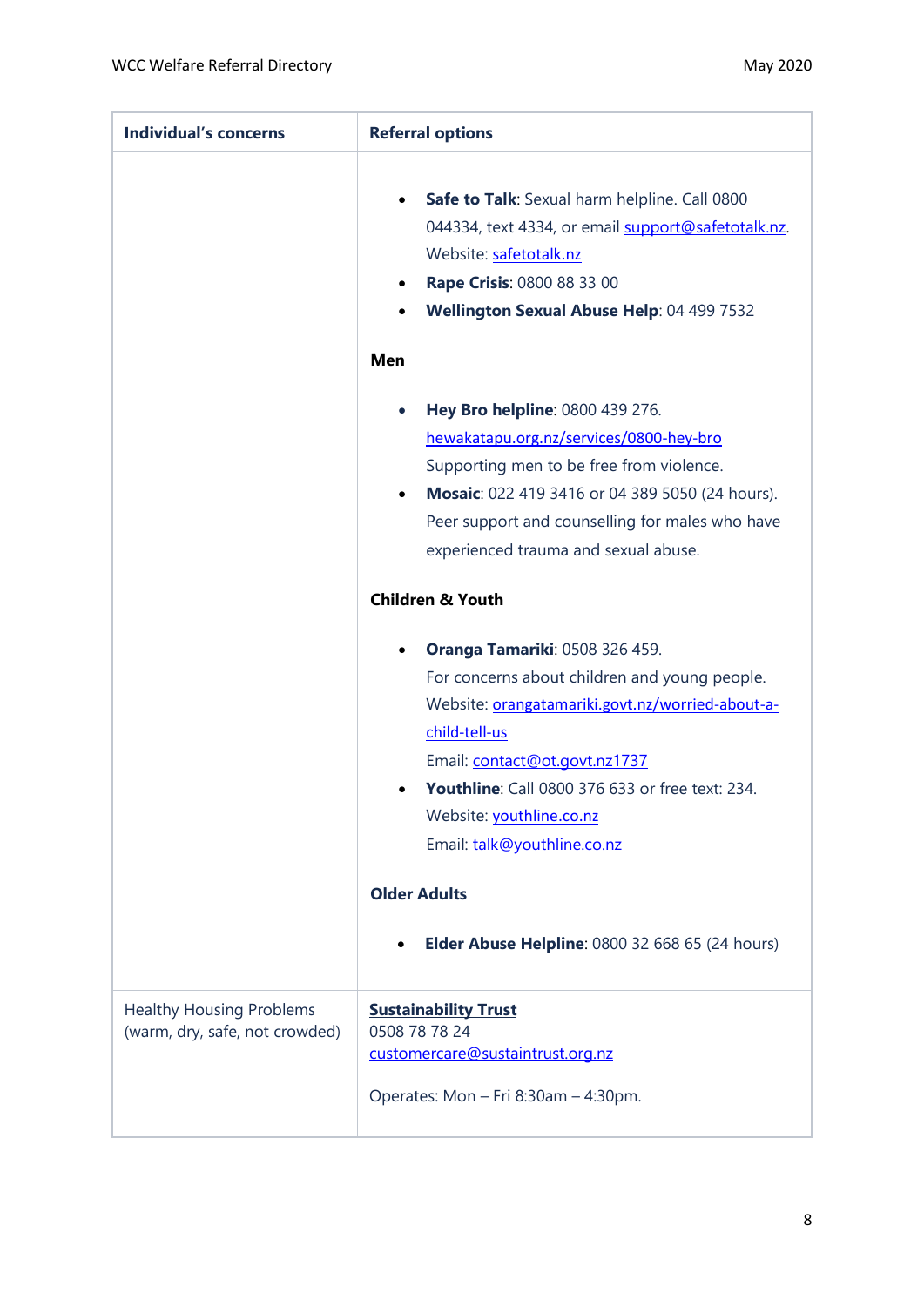| Individual's concerns | Referral options |
|---|---|
| | <ul><li>**Safe to Talk**: Sexual harm helpline. Call 0800 044334, text 4334, or email support@safetotalk.nz. Website: safetotalk.nz</li><li>**Rape Crisis**: 0800 88 33 00</li><li>**Wellington Sexual Abuse Help**: 04 499 7532</li></ul> **Men** <ul><li>**Hey Bro helpline**: 0800 439 276. hewakatapu.org.nz/services/0800-hey-bro Supporting men to be free from violence.</li><li>**Mosaic**: 022 419 3416 or 04 389 5050 (24 hours). Peer support and counselling for males who have experienced trauma and sexual abuse.</li></ul> **Children & Youth** <ul><li>**Oranga Tamariki**: 0508 326 459. For concerns about children and young people. Website: orangatamariki.govt.nz/worried-about-a-child-tell-us Email: contact@ot.govt.nz1737</li><li>**Youthline**: Call 0800 376 633 or free text: 234. Website: youthline.co.nz Email: talk@youthline.co.nz</li></ul> **Older Adults** <ul><li>**Elder Abuse Helpline**: 0800 32 668 65 (24 hours)</li></ul> |
| Healthy Housing Problems (warm, dry, safe, not crowded) | **Sustainability Trust** 0508 78 78 24 customercare@sustaintrust.org.nz Operates: Mon – Fri 8:30am – 4:30pm. |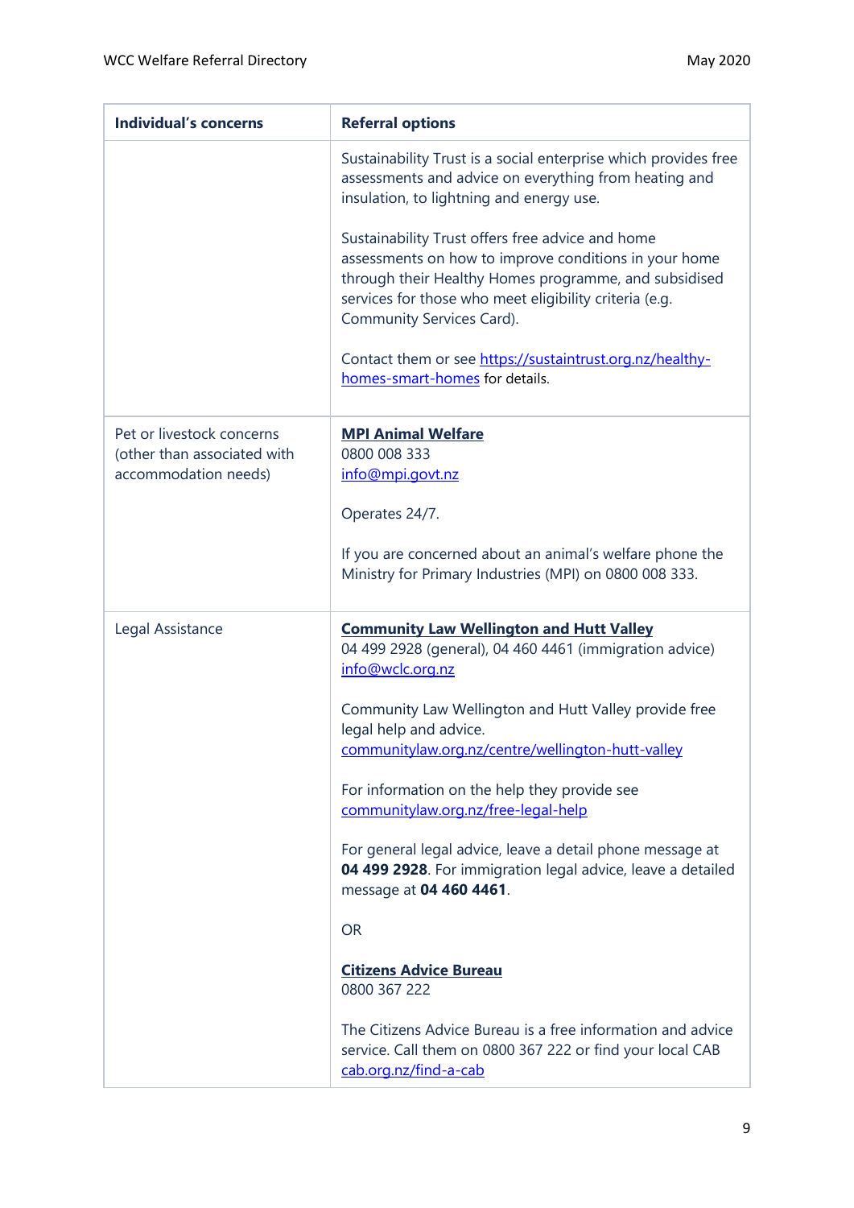| Individual's concerns | Referral options |
| --- | --- |
| | Sustainability Trust is a social enterprise which provides free assessments and advice on everything from heating and insulation, to lightning and energy use.<br><br>Sustainability Trust offers free advice and home assessments on how to improve conditions in your home through their Healthy Homes programme, and subsidised services for those who meet eligibility criteria (e.g. Community Services Card).<br><br>Contact them or see [https://sustaintrust.org.nz/healthy-homes-smart-homes](https://sustaintrust.org.nz/healthy-homes-smart-homes) for details. |
| Pet or livestock concerns (other than associated with accommodation needs) | **MPI Animal Welfare**<br>0800 008 333<br>info@mpi.govt.nz<br><br>Operates 24/7.<br><br>If you are concerned about an animal's welfare phone the Ministry for Primary Industries (MPI) on 0800 008 333. |
| Legal Assistance | **Community Law Wellington and Hutt Valley**<br>04 499 2928 (general), 04 460 4461 (immigration advice)<br>info@wclc.org.nz<br><br>Community Law Wellington and Hutt Valley provide free legal help and advice.<br>communitylaw.org.nz/centre/wellington-hutt-valley<br><br>For information on the help they provide see communitylaw.org.nz/free-legal-help<br><br>For general legal advice, leave a detail phone message at **04 499 2928**. For immigration legal advice, leave a detailed message at **04 460 4461**.<br><br>OR<br><br>**Citizens Advice Bureau**<br>0800 367 222<br><br>The Citizens Advice Bureau is a free information and advice service. Call them on 0800 367 222 or find your local CAB cab.org.nz/find-a-cab |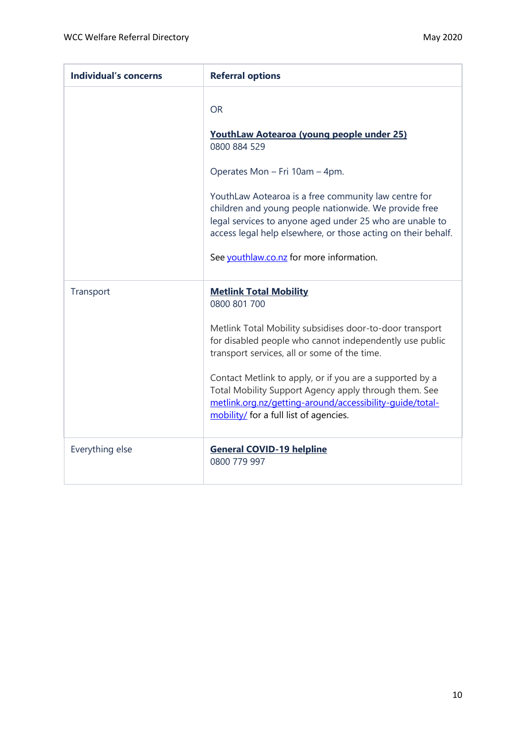| Individual's concerns | Referral options |
| --- | --- |
| | OR<br><br>**YouthLaw Aotearoa (young people under 25)**<br>0800 884 529<br><br>Operates Mon – Fri 10am – 4pm.<br><br>YouthLaw Aotearoa is a free community law centre for children and young people nationwide. We provide free legal services to anyone aged under 25 who are unable to access legal help elsewhere, or those acting on their behalf.<br><br>See youthlaw.co.nz for more information. |
| Transport | **Metlink Total Mobility**<br>0800 801 700<br><br>Metlink Total Mobility subsidises door-to-door transport for disabled people who cannot independently use public transport services, all or some of the time.<br><br>Contact Metlink to apply, or if you are a supported by a Total Mobility Support Agency apply through them. See metlink.org.nz/getting-around/accessibility-guide/total-mobility/ for a full list of agencies. |
| Everything else | **General COVID-19 helpline**<br>0800 779 997 |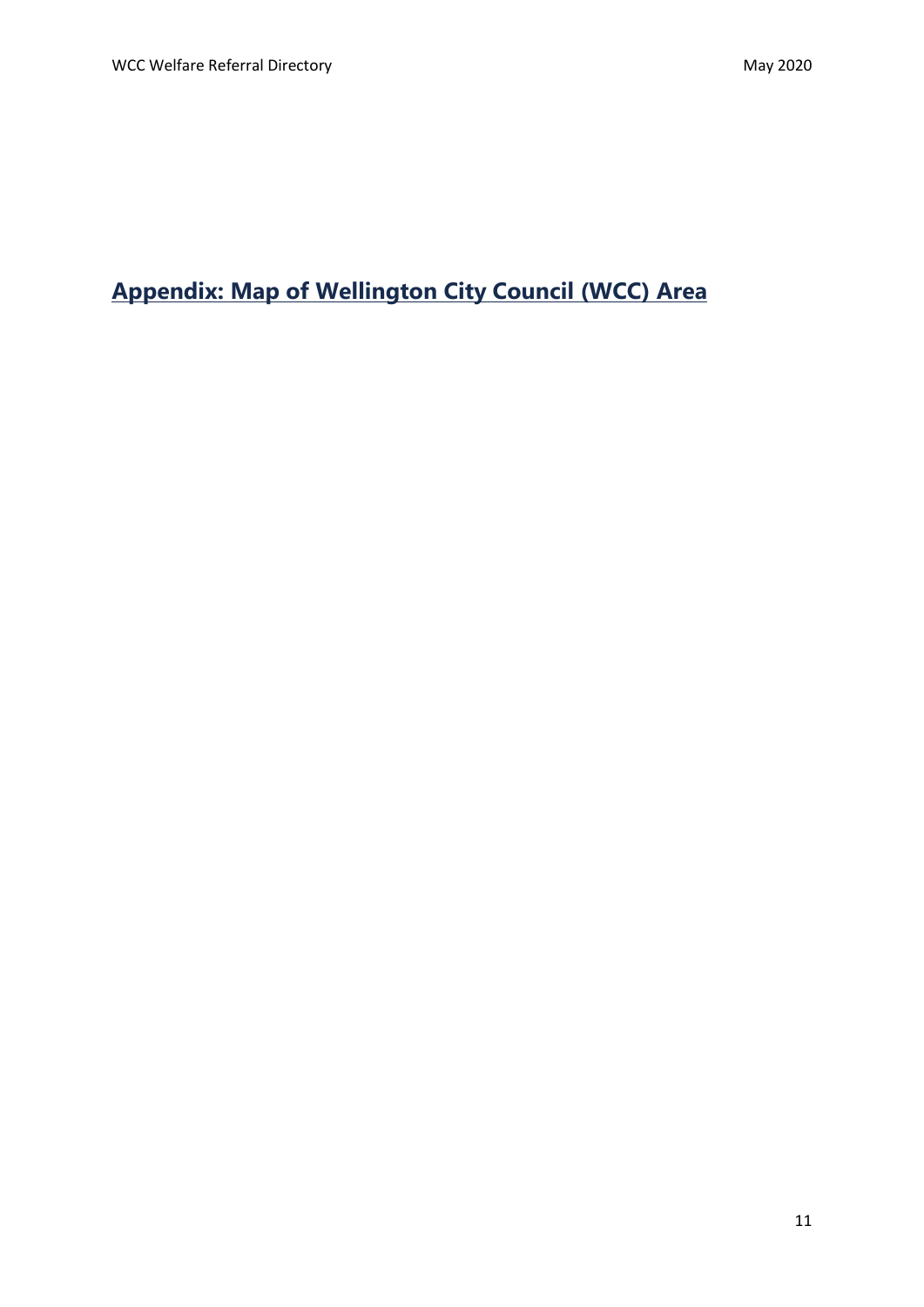## Appendix: Map of Wellington City Council (WCC) Area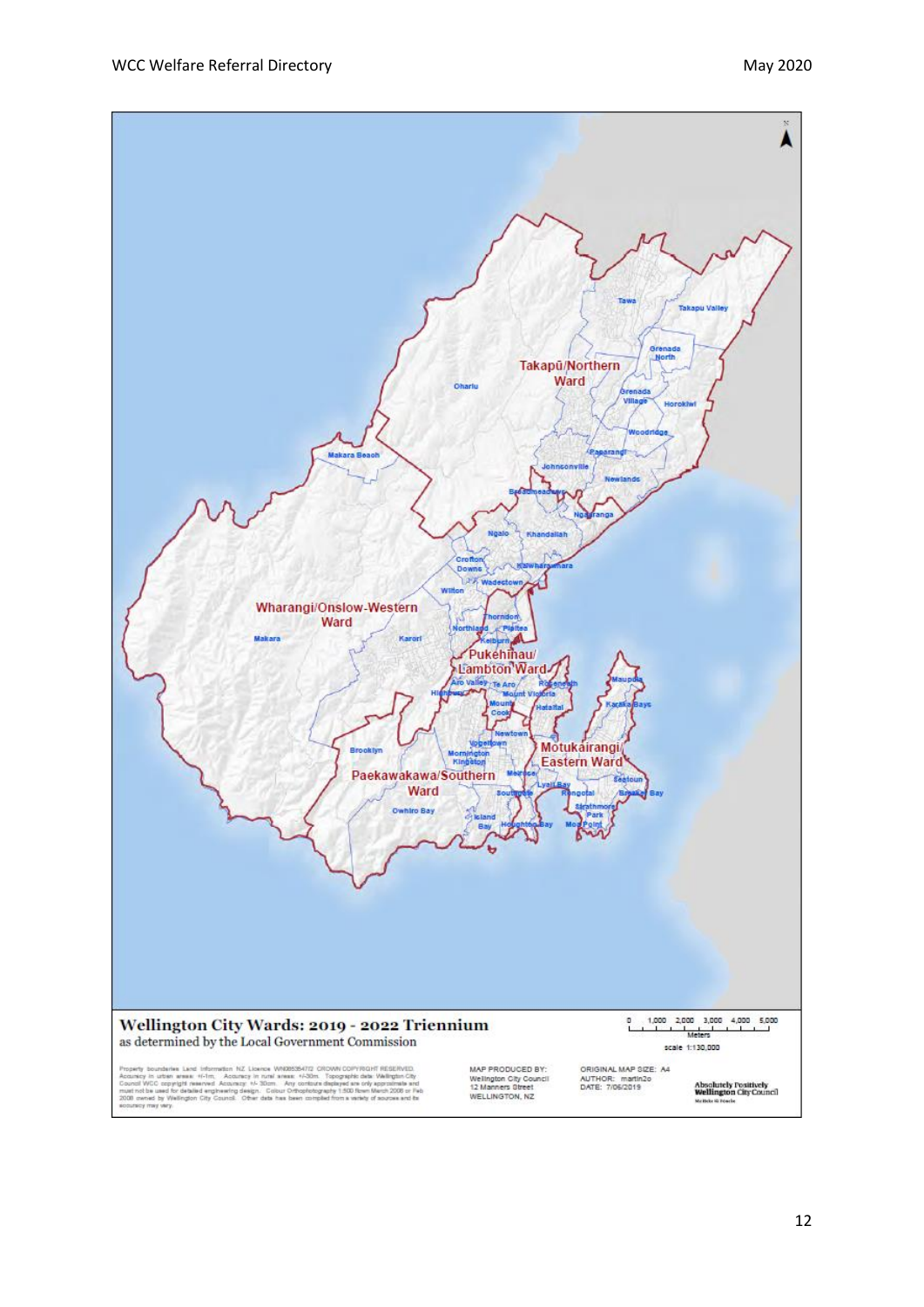Takapū/Northern Ward

Wharangi/Onslow-Western Ward

Pukehīnau/Lambton Ward

Motukairangi/Eastern Ward

Paekawakawa/Southern Ward

Tawa
Takapu Valley
Grenada North
Ohariu
Grenada Village
Horokiwi
Woodridge
Makara Beach
Paparangi
Johnsonville
Newlands
Broadmeadows
Ngauranga
Ngaio
Khandallah
Crofton Downs
Kaiwharawhara
Wadestown
Wilton
Thorndon
Northland
Pipitea
Makara
Karori
Kelburn
Aro Valley
Te Aro
Roseneath
Highbury
Mount Victoria
Maupuia
Mount Cook
Hataitai
Karaka Bays
Newtown
Vogeltown
Brooklyn
Mornington
Kingston
Melrose
Seatoun
Lyall Bay
Southgate
Rongotai
Breaker Bay
Owhiro Bay
Strathmore Park
Island Bay
Houghton Bay
Moa Point

## Wellington City Wards: 2019 - 2022 Triennium

as determined by the Local Government Commission

0 1,000 2,000 3,000 4,000 5,000
Meters
scale 1:130,000

Property boundaries Land Information NZ Licence WN085354772 CROWN COPYRIGHT RESERVED. Accuracy in urban areas: +/-1m. Accuracy in rural areas: +/-30m. Topographic data: Wellington City Council WCC copyright reserved. Accuracy: +/- 30cm. Any contours displayed are only approximate and must not be used for detailed engineering design. Colour Orthophotography 1:500 flown March 2008 or Feb 2008 owned by Wellington City Council. Other data has been compiled from a variety of sources and its accuracy may vary.

MAP PRODUCED BY:
Wellington City Council
12 Manners Street
WELLINGTON, NZ

ORIGINAL MAP SIZE: A4
AUTHOR: martin2o
DATE: 7/06/2019

Absolutely Positively
Wellington City Council
Me Heke Ki Pōneke